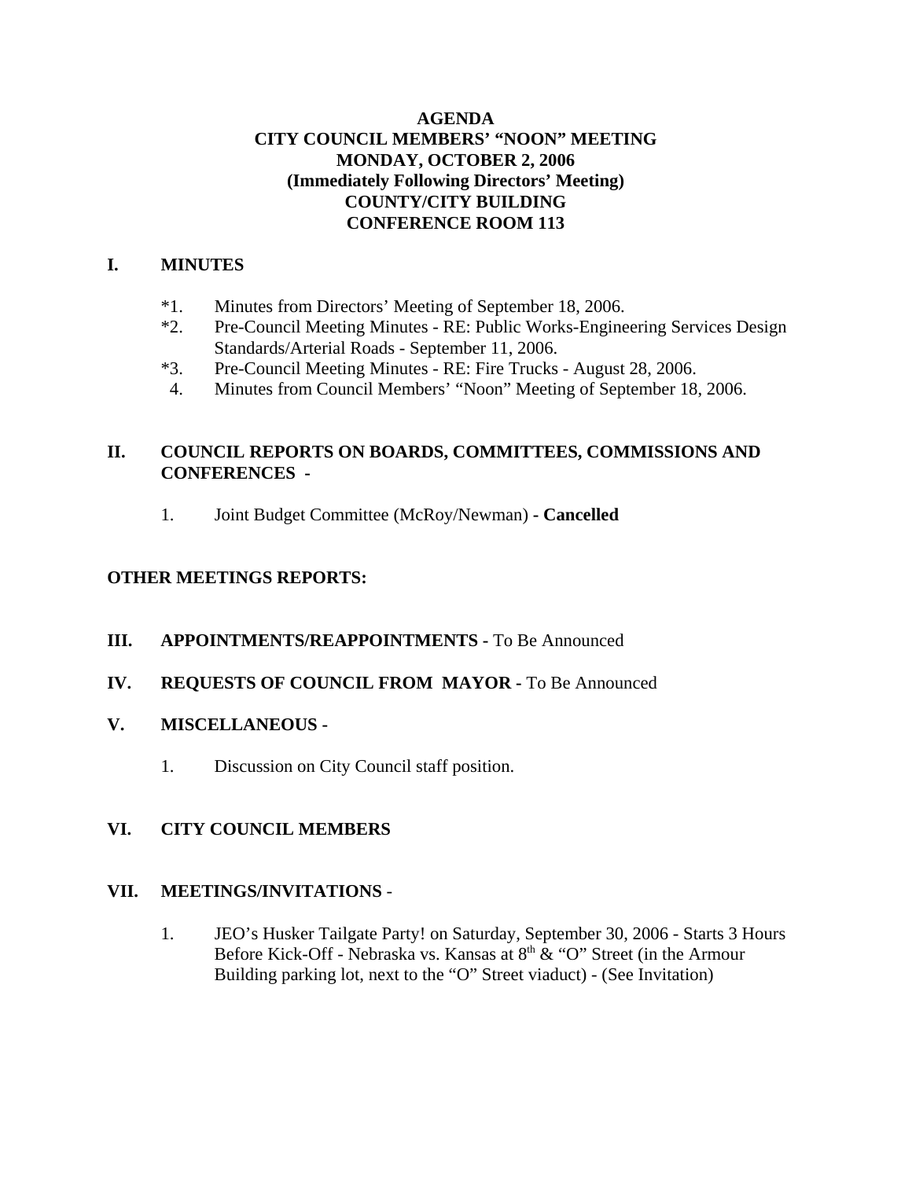# AGENDA
## CITY COUNCIL MEMBERS' "NOON" MEETING
## MONDAY, OCTOBER 2, 2006
## (Immediately Following Directors' Meeting)
## COUNTY/CITY BUILDING
## CONFERENCE ROOM 113

## I. MINUTES

*1. Minutes from Directors' Meeting of September 18, 2006.

*2. Pre-Council Meeting Minutes - RE: Public Works-Engineering Services Design Standards/Arterial Roads - September 11, 2006.

*3. Pre-Council Meeting Minutes - RE: Fire Trucks - August 28, 2006.

4. Minutes from Council Members' "Noon" Meeting of September 18, 2006.

## II. COUNCIL REPORTS ON BOARDS, COMMITTEES, COMMISSIONS AND CONFERENCES -

1. Joint Budget Committee (McRoy/Newman) **- Cancelled**

## OTHER MEETINGS REPORTS:

## III. APPOINTMENTS/REAPPOINTMENTS - To Be Announced

## IV. REQUESTS OF COUNCIL FROM MAYOR - To Be Announced

## V. MISCELLANEOUS -

1. Discussion on City Council staff position.

## VI. CITY COUNCIL MEMBERS

## VII. MEETINGS/INVITATIONS -

1. JEO's Husker Tailgate Party! on Saturday, September 30, 2006 - Starts 3 Hours Before Kick-Off - Nebraska vs. Kansas at 8th & "O" Street (in the Armour Building parking lot, next to the "O" Street viaduct) - (See Invitation)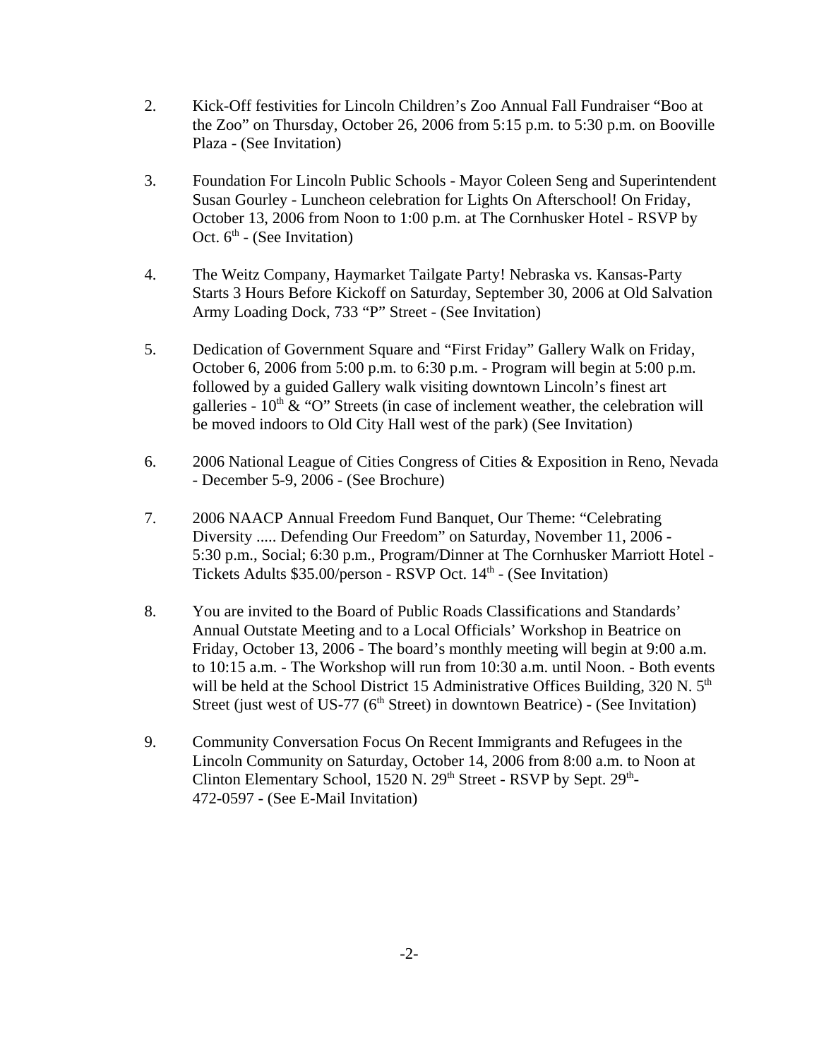2. Kick-Off festivities for Lincoln Children's Zoo Annual Fall Fundraiser "Boo at the Zoo" on Thursday, October 26, 2006 from 5:15 p.m. to 5:30 p.m. on Booville Plaza - (See Invitation)

3. Foundation For Lincoln Public Schools - Mayor Coleen Seng and Superintendent Susan Gourley - Luncheon celebration for Lights On Afterschool! On Friday, October 13, 2006 from Noon to 1:00 p.m. at The Cornhusker Hotel - RSVP by Oct. 6th - (See Invitation)

4. The Weitz Company, Haymarket Tailgate Party! Nebraska vs. Kansas-Party Starts 3 Hours Before Kickoff on Saturday, September 30, 2006 at Old Salvation Army Loading Dock, 733 "P" Street - (See Invitation)

5. Dedication of Government Square and "First Friday" Gallery Walk on Friday, October 6, 2006 from 5:00 p.m. to 6:30 p.m. - Program will begin at 5:00 p.m. followed by a guided Gallery walk visiting downtown Lincoln's finest art galleries - 10th & "O" Streets (in case of inclement weather, the celebration will be moved indoors to Old City Hall west of the park) (See Invitation)

6. 2006 National League of Cities Congress of Cities & Exposition in Reno, Nevada - December 5-9, 2006 - (See Brochure)

7. 2006 NAACP Annual Freedom Fund Banquet, Our Theme: "Celebrating Diversity ..... Defending Our Freedom" on Saturday, November 11, 2006 - 5:30 p.m., Social; 6:30 p.m., Program/Dinner at The Cornhusker Marriott Hotel - Tickets Adults $35.00/person - RSVP Oct. 14th - (See Invitation)

8. You are invited to the Board of Public Roads Classifications and Standards' Annual Outstate Meeting and to a Local Officials' Workshop in Beatrice on Friday, October 13, 2006 - The board's monthly meeting will begin at 9:00 a.m. to 10:15 a.m. - The Workshop will run from 10:30 a.m. until Noon. - Both events will be held at the School District 15 Administrative Offices Building, 320 N. 5th Street (just west of US-77 (6th Street) in downtown Beatrice) - (See Invitation)

9. Community Conversation Focus On Recent Immigrants and Refugees in the Lincoln Community on Saturday, October 14, 2006 from 8:00 a.m. to Noon at Clinton Elementary School, 1520 N. 29th Street - RSVP by Sept. 29th- 472-0597 - (See E-Mail Invitation)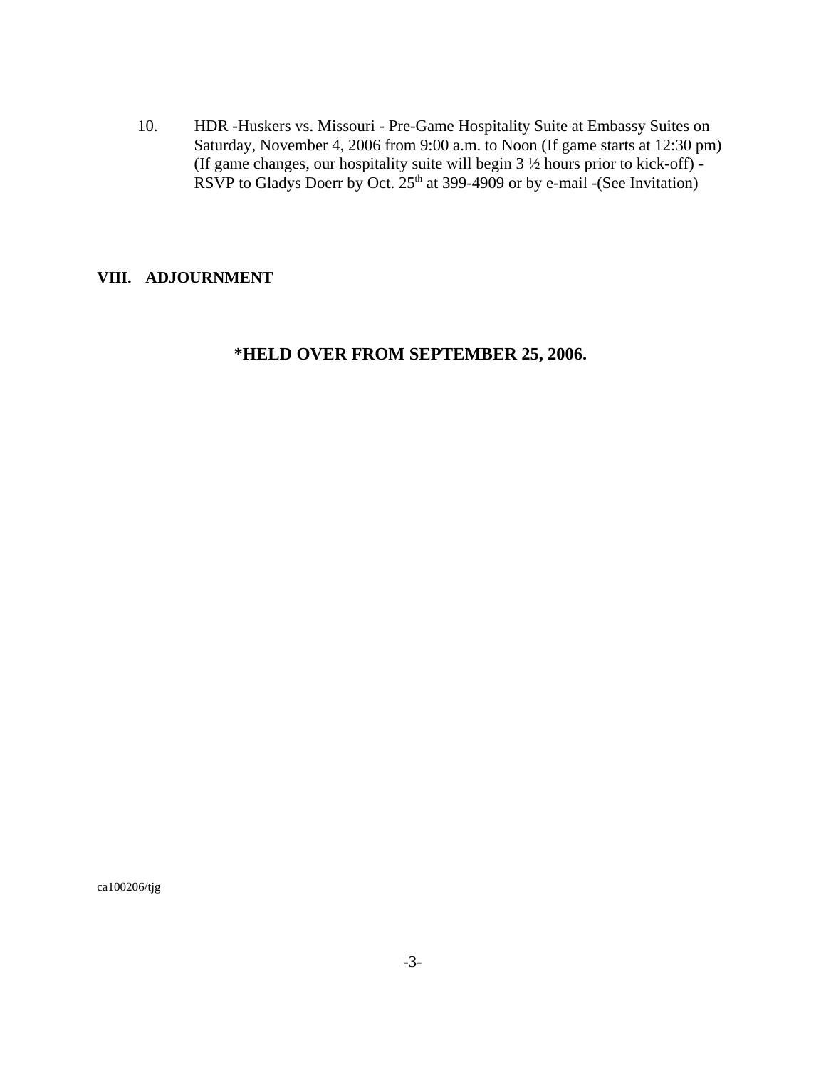10. HDR -Huskers vs. Missouri - Pre-Game Hospitality Suite at Embassy Suites on Saturday, November 4, 2006 from 9:00 a.m. to Noon (If game starts at 12:30 pm) (If game changes, our hospitality suite will begin 3 ½ hours prior to kick-off) - RSVP to Gladys Doerr by Oct. 25th at 399-4909 or by e-mail -(See Invitation)

## VIII. ADJOURNMENT

**\*HELD OVER FROM SEPTEMBER 25, 2006.**

ca100206/tjg